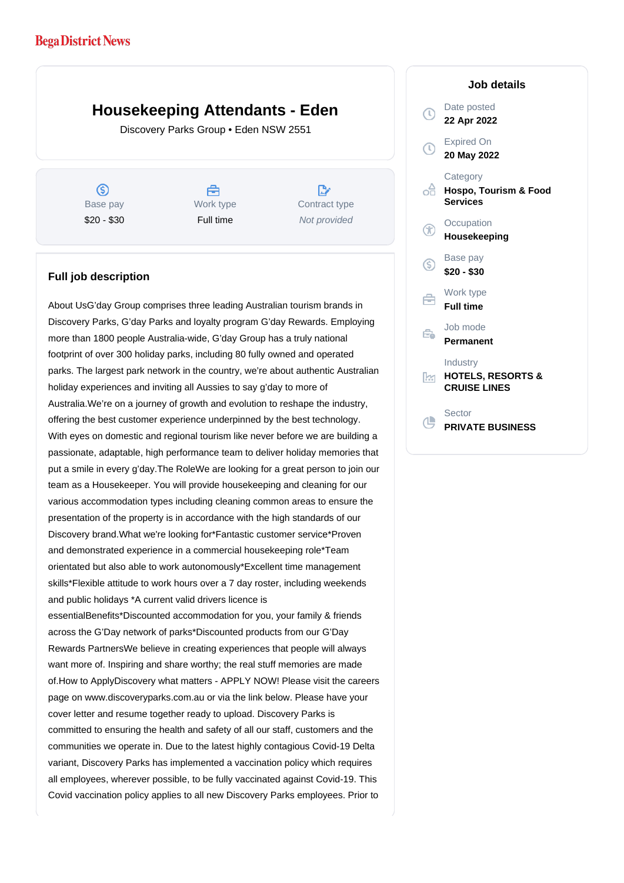Bega District News

# Housekeeping Attendants - Eden

Discovery Parks Group • Eden NSW 2551

| Base pay | Work type | Contract type |
|---|---|---|
| $20 - $30 | Full time | *Not provided* |

## Full job description

About UsG'day Group comprises three leading Australian tourism brands in Discovery Parks, G'day Parks and loyalty program G'day Rewards. Employing more than 1800 people Australia-wide, G'day Group has a truly national footprint of over 300 holiday parks, including 80 fully owned and operated parks. The largest park network in the country, we're about authentic Australian holiday experiences and inviting all Aussies to say g'day to more of Australia.We're on a journey of growth and evolution to reshape the industry, offering the best customer experience underpinned by the best technology. With eyes on domestic and regional tourism like never before we are building a passionate, adaptable, high performance team to deliver holiday memories that put a smile in every g'day.The RoleWe are looking for a great person to join our team as a Housekeeper. You will provide housekeeping and cleaning for our various accommodation types including cleaning common areas to ensure the presentation of the property is in accordance with the high standards of our Discovery brand.What we're looking for*Fantastic customer service*Proven and demonstrated experience in a commercial housekeeping role*Team orientated but also able to work autonomously*Excellent time management skills*Flexible attitude to work hours over a 7 day roster, including weekends and public holidays *A current valid drivers licence is essentialBenefits*Discounted accommodation for you, your family & friends across the G'Day network of parks*Discounted products from our G'Day Rewards PartnersWe believe in creating experiences that people will always want more of. Inspiring and share worthy; the real stuff memories are made of.How to ApplyDiscovery what matters - APPLY NOW! Please visit the careers page on www.discoveryparks.com.au or via the link below. Please have your cover letter and resume together ready to upload. Discovery Parks is committed to ensuring the health and safety of all our staff, customers and the communities we operate in. Due to the latest highly contagious Covid-19 Delta variant, Discovery Parks has implemented a vaccination policy which requires all employees, wherever possible, to be fully vaccinated against Covid-19. This Covid vaccination policy applies to all new Discovery Parks employees. Prior to

## Job details

**Date posted**
22 Apr 2022

**Expired On**
20 May 2022

**Category**
Hospo, Tourism & Food Services

**Occupation**
Housekeeping

**Base pay**
$20 - $30

**Work type**
Full time

**Job mode**
Permanent

**Industry**
HOTELS, RESORTS & CRUISE LINES

**Sector**
PRIVATE BUSINESS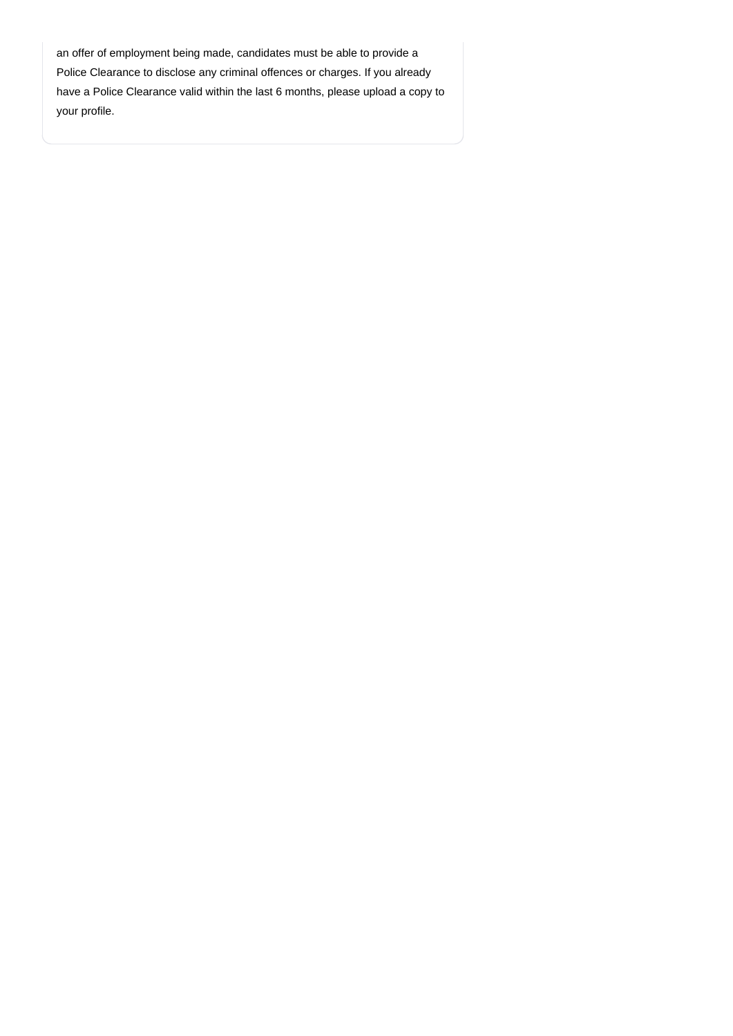an offer of employment being made, candidates must be able to provide a Police Clearance to disclose any criminal offences or charges. If you already have a Police Clearance valid within the last 6 months, please upload a copy to your profile.